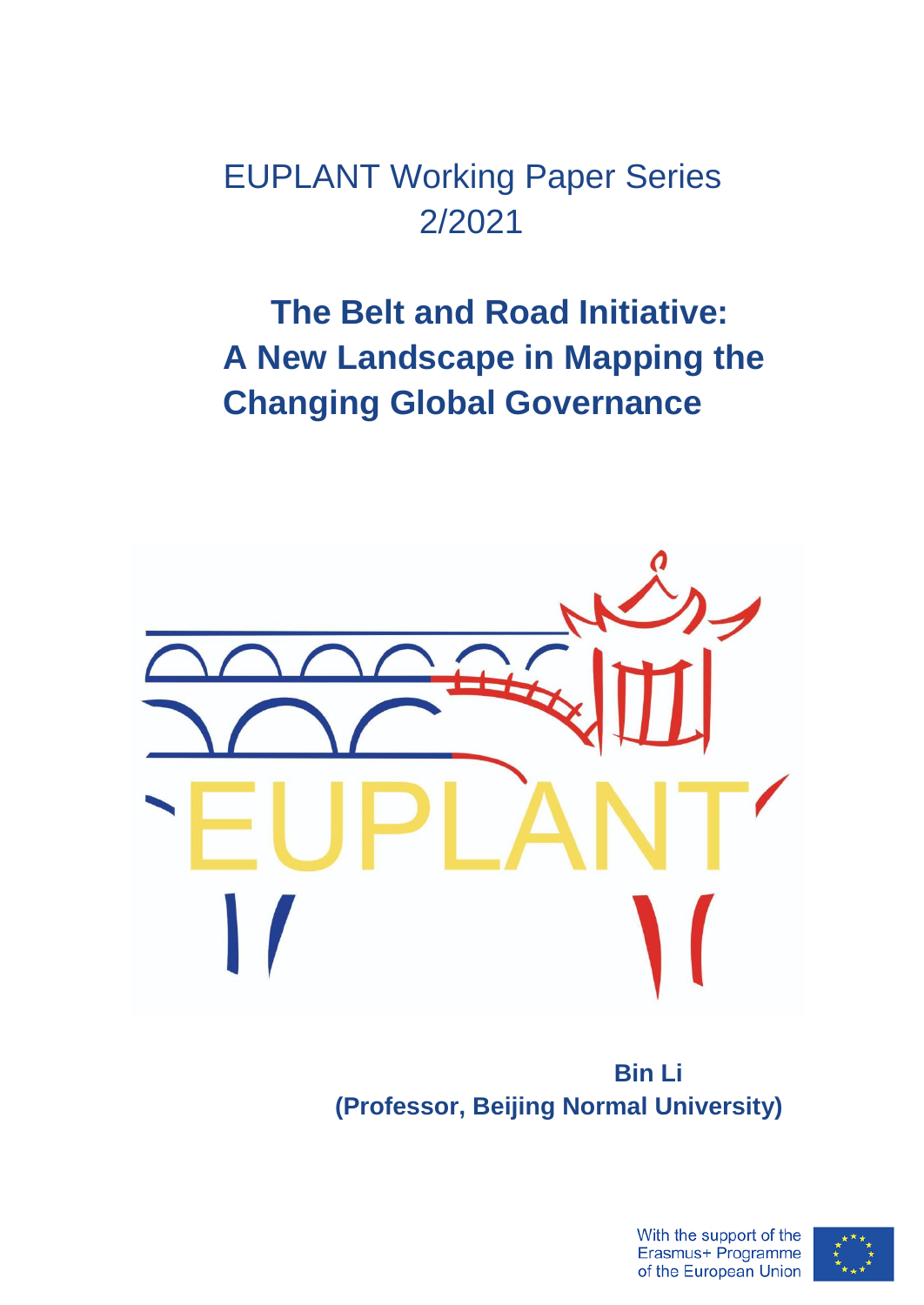EUPLANT Working Paper Series
2/2021

# The Belt and Road Initiative: A New Landscape in Mapping the Changing Global Governance

**Bin Li**
**(Professor, Beijing Normal University)**

With the support of the Erasmus+ Programme of the European Union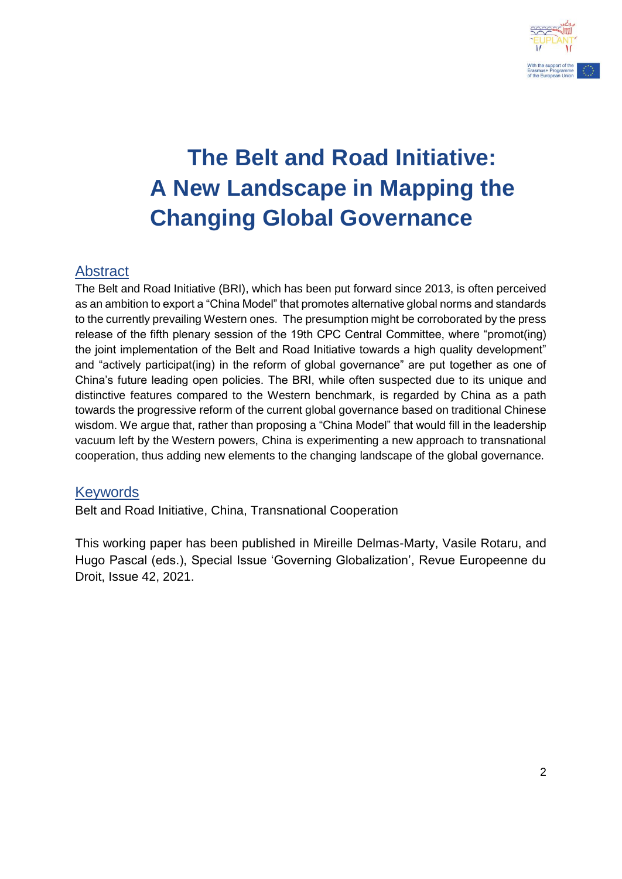# The Belt and Road Initiative: A New Landscape in Mapping the Changing Global Governance

## Abstract

The Belt and Road Initiative (BRI), which has been put forward since 2013, is often perceived as an ambition to export a "China Model" that promotes alternative global norms and standards to the currently prevailing Western ones. The presumption might be corroborated by the press release of the fifth plenary session of the 19th CPC Central Committee, where "promot(ing) the joint implementation of the Belt and Road Initiative towards a high quality development" and "actively participat(ing) in the reform of global governance" are put together as one of China's future leading open policies. The BRI, while often suspected due to its unique and distinctive features compared to the Western benchmark, is regarded by China as a path towards the progressive reform of the current global governance based on traditional Chinese wisdom. We argue that, rather than proposing a "China Model" that would fill in the leadership vacuum left by the Western powers, China is experimenting a new approach to transnational cooperation, thus adding new elements to the changing landscape of the global governance.

## Keywords

Belt and Road Initiative, China, Transnational Cooperation

This working paper has been published in Mireille Delmas-Marty, Vasile Rotaru, and Hugo Pascal (eds.), Special Issue 'Governing Globalization', Revue Europeenne du Droit, Issue 42, 2021.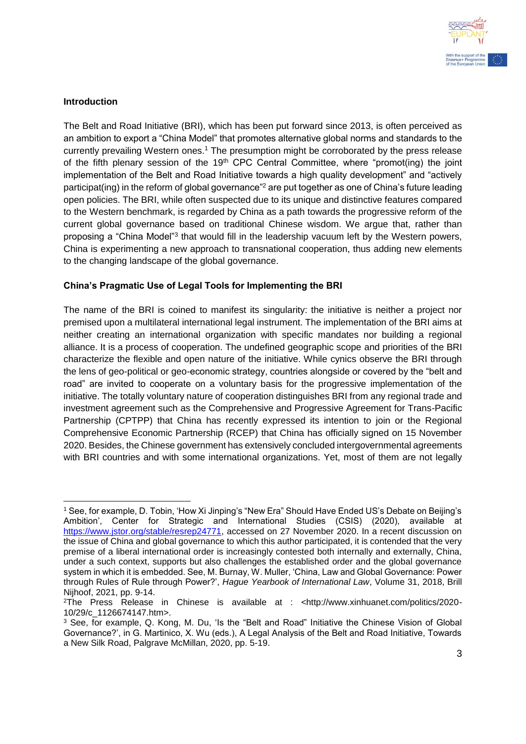**Introduction**

The Belt and Road Initiative (BRI), which has been put forward since 2013, is often perceived as an ambition to export a "China Model" that promotes alternative global norms and standards to the currently prevailing Western ones.[1] The presumption might be corroborated by the press release of the fifth plenary session of the 19th CPC Central Committee, where "promot(ing) the joint implementation of the Belt and Road Initiative towards a high quality development" and "actively participat(ing) in the reform of global governance"[2] are put together as one of China's future leading open policies. The BRI, while often suspected due to its unique and distinctive features compared to the Western benchmark, is regarded by China as a path towards the progressive reform of the current global governance based on traditional Chinese wisdom. We argue that, rather than proposing a "China Model"[3] that would fill in the leadership vacuum left by the Western powers, China is experimenting a new approach to transnational cooperation, thus adding new elements to the changing landscape of the global governance.

**China's Pragmatic Use of Legal Tools for Implementing the BRI**

The name of the BRI is coined to manifest its singularity: the initiative is neither a project nor premised upon a multilateral international legal instrument. The implementation of the BRI aims at neither creating an international organization with specific mandates nor building a regional alliance. It is a process of cooperation. The undefined geographic scope and priorities of the BRI characterize the flexible and open nature of the initiative. While cynics observe the BRI through the lens of geo-political or geo-economic strategy, countries alongside or covered by the "belt and road" are invited to cooperate on a voluntary basis for the progressive implementation of the initiative. The totally voluntary nature of cooperation distinguishes BRI from any regional trade and investment agreement such as the Comprehensive and Progressive Agreement for Trans-Pacific Partnership (CPTPP) that China has recently expressed its intention to join or the Regional Comprehensive Economic Partnership (RCEP) that China has officially signed on 15 November 2020. Besides, the Chinese government has extensively concluded intergovernmental agreements with BRI countries and with some international organizations. Yet, most of them are not legally

---

[1] See, for example, D. Tobin, 'How Xi Jinping's "New Era" Should Have Ended US's Debate on Beijing's Ambition', Center for Strategic and International Studies (CSIS) (2020), available at https://www.jstor.org/stable/resrep24771, accessed on 27 November 2020. In a recent discussion on the issue of China and global governance to which this author participated, it is contended that the very premise of a liberal international order is increasingly contested both internally and externally, China, under a such context, supports but also challenges the established order and the global governance system in which it is embedded. See, M. Burnay, W. Muller, 'China, Law and Global Governance: Power through Rules of Rule through Power?', *Hague Yearbook of International Law*, Volume 31, 2018, Brill Nijhoff, 2021, pp. 9-14.

[2] The Press Release in Chinese is available at : <http://www.xinhuanet.com/politics/2020-10/29/c_1126674147.htm>.

[3] See, for example, Q. Kong, M. Du, 'Is the "Belt and Road" Initiative the Chinese Vision of Global Governance?', in G. Martinico, X. Wu (eds.), A Legal Analysis of the Belt and Road Initiative, Towards a New Silk Road, Palgrave McMillan, 2020, pp. 5-19.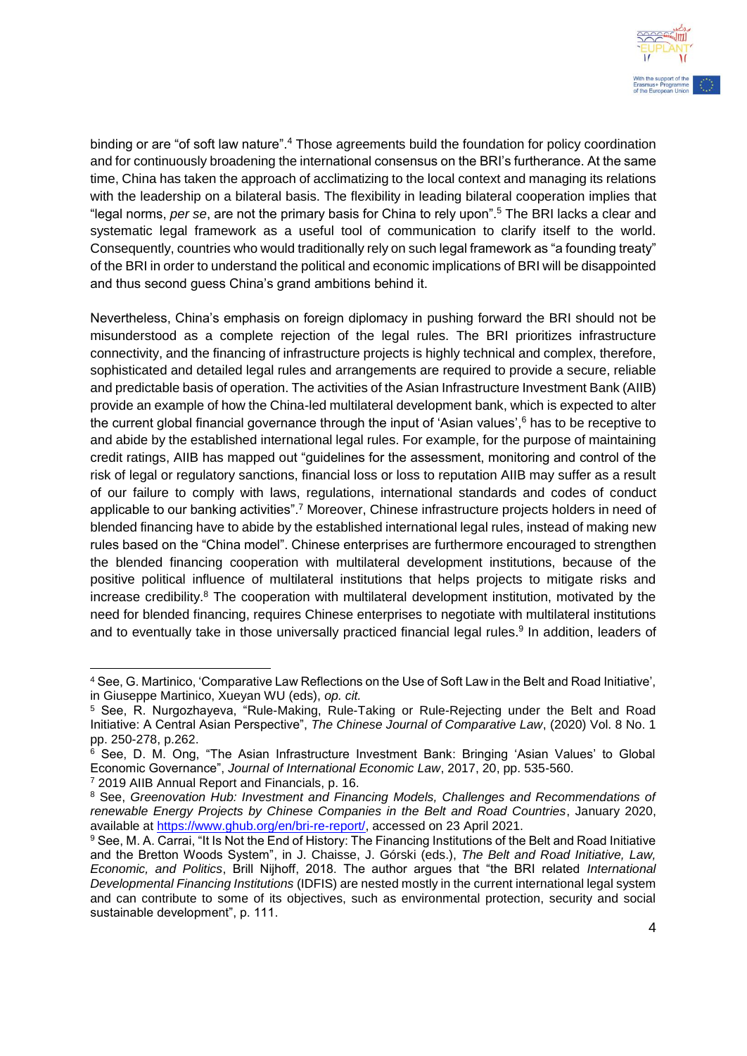binding or are "of soft law nature".[4] Those agreements build the foundation for policy coordination and for continuously broadening the international consensus on the BRI's furtherance. At the same time, China has taken the approach of acclimatizing to the local context and managing its relations with the leadership on a bilateral basis. The flexibility in leading bilateral cooperation implies that "legal norms, *per se*, are not the primary basis for China to rely upon".[5] The BRI lacks a clear and systematic legal framework as a useful tool of communication to clarify itself to the world. Consequently, countries who would traditionally rely on such legal framework as "a founding treaty" of the BRI in order to understand the political and economic implications of BRI will be disappointed and thus second guess China's grand ambitions behind it.

Nevertheless, China's emphasis on foreign diplomacy in pushing forward the BRI should not be misunderstood as a complete rejection of the legal rules. The BRI prioritizes infrastructure connectivity, and the financing of infrastructure projects is highly technical and complex, therefore, sophisticated and detailed legal rules and arrangements are required to provide a secure, reliable and predictable basis of operation. The activities of the Asian Infrastructure Investment Bank (AIIB) provide an example of how the China-led multilateral development bank, which is expected to alter the current global financial governance through the input of 'Asian values',[6] has to be receptive to and abide by the established international legal rules. For example, for the purpose of maintaining credit ratings, AIIB has mapped out "guidelines for the assessment, monitoring and control of the risk of legal or regulatory sanctions, financial loss or loss to reputation AIIB may suffer as a result of our failure to comply with laws, regulations, international standards and codes of conduct applicable to our banking activities".[7] Moreover, Chinese infrastructure projects holders in need of blended financing have to abide by the established international legal rules, instead of making new rules based on the "China model". Chinese enterprises are furthermore encouraged to strengthen the blended financing cooperation with multilateral development institutions, because of the positive political influence of multilateral institutions that helps projects to mitigate risks and increase credibility.[8] The cooperation with multilateral development institution, motivated by the need for blended financing, requires Chinese enterprises to negotiate with multilateral institutions and to eventually take in those universally practiced financial legal rules.[9] In addition, leaders of

---

[4] See, G. Martinico, 'Comparative Law Reflections on the Use of Soft Law in the Belt and Road Initiative', in Giuseppe Martinico, Xueyan WU (eds), *op. cit.*

[5] See, R. Nurgozhayeva, "Rule-Making, Rule-Taking or Rule-Rejecting under the Belt and Road Initiative: A Central Asian Perspective", *The Chinese Journal of Comparative Law*, (2020) Vol. 8 No. 1 pp. 250-278, p.262.

[6] See, D. M. Ong, "The Asian Infrastructure Investment Bank: Bringing 'Asian Values' to Global Economic Governance", *Journal of International Economic Law*, 2017, 20, pp. 535-560.

[7] 2019 AIIB Annual Report and Financials, p. 16.

[8] See, *Greenovation Hub: Investment and Financing Models, Challenges and Recommendations of renewable Energy Projects by Chinese Companies in the Belt and Road Countries*, January 2020, available at https://www.ghub.org/en/bri-re-report/, accessed on 23 April 2021.

[9] See, M. A. Carrai, "It Is Not the End of History: The Financing Institutions of the Belt and Road Initiative and the Bretton Woods System", in J. Chaisse, J. Górski (eds.), *The Belt and Road Initiative, Law, Economic, and Politics*, Brill Nijhoff, 2018. The author argues that "the BRI related *International Developmental Financing Institutions* (IDFIS) are nested mostly in the current international legal system and can contribute to some of its objectives, such as environmental protection, security and social sustainable development", p. 111.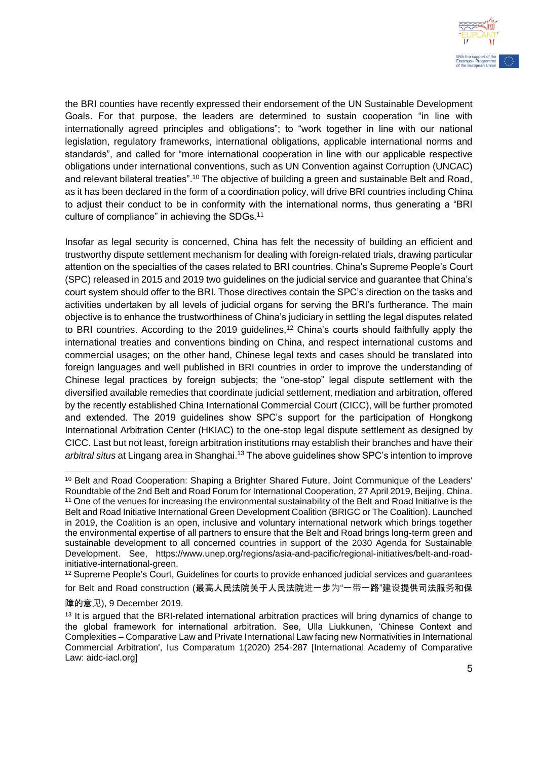the BRI counties have recently expressed their endorsement of the UN Sustainable Development Goals. For that purpose, the leaders are determined to sustain cooperation "in line with internationally agreed principles and obligations"; to "work together in line with our national legislation, regulatory frameworks, international obligations, applicable international norms and standards", and called for "more international cooperation in line with our applicable respective obligations under international conventions, such as UN Convention against Corruption (UNCAC) and relevant bilateral treaties".[10] The objective of building a green and sustainable Belt and Road, as it has been declared in the form of a coordination policy, will drive BRI countries including China to adjust their conduct to be in conformity with the international norms, thus generating a "BRI culture of compliance" in achieving the SDGs.[11]

Insofar as legal security is concerned, China has felt the necessity of building an efficient and trustworthy dispute settlement mechanism for dealing with foreign-related trials, drawing particular attention on the specialties of the cases related to BRI countries. China's Supreme People's Court (SPC) released in 2015 and 2019 two guidelines on the judicial service and guarantee that China's court system should offer to the BRI. Those directives contain the SPC's direction on the tasks and activities undertaken by all levels of judicial organs for serving the BRI's furtherance. The main objective is to enhance the trustworthiness of China's judiciary in settling the legal disputes related to BRI countries. According to the 2019 guidelines,[12] China's courts should faithfully apply the international treaties and conventions binding on China, and respect international customs and commercial usages; on the other hand, Chinese legal texts and cases should be translated into foreign languages and well published in BRI countries in order to improve the understanding of Chinese legal practices by foreign subjects; the "one-stop" legal dispute settlement with the diversified available remedies that coordinate judicial settlement, mediation and arbitration, offered by the recently established China International Commercial Court (CICC), will be further promoted and extended. The 2019 guidelines show SPC's support for the participation of Hongkong International Arbitration Center (HKIAC) to the one-stop legal dispute settlement as designed by CICC. Last but not least, foreign arbitration institutions may establish their branches and have their *arbitral situs* at Lingang area in Shanghai.[13] The above guidelines show SPC's intention to improve

---

[10] Belt and Road Cooperation: Shaping a Brighter Shared Future, Joint Communique of the Leaders' Roundtable of the 2nd Belt and Road Forum for International Cooperation, 27 April 2019, Beijing, China.

[11] One of the venues for increasing the environmental sustainability of the Belt and Road Initiative is the Belt and Road Initiative International Green Development Coalition (BRIGC or The Coalition). Launched in 2019, the Coalition is an open, inclusive and voluntary international network which brings together the environmental expertise of all partners to ensure that the Belt and Road brings long-term green and sustainable development to all concerned countries in support of the 2030 Agenda for Sustainable Development. See, https://www.unep.org/regions/asia-and-pacific/regional-initiatives/belt-and-road-initiative-international-green.

[12] Supreme People's Court, Guidelines for courts to provide enhanced judicial services and guarantees for Belt and Road construction (最高人民法院关于人民法院进一步为"一带一路"建设提供司法服务和保障的意见), 9 December 2019.

[13] It is argued that the BRI-related international arbitration practices will bring dynamics of change to the global framework for international arbitration. See, Ulla Liukkunen, 'Chinese Context and Complexities – Comparative Law and Private International Law facing new Normativities in International Commercial Arbitration', Ius Comparatum 1(2020) 254-287 [International Academy of Comparative Law: aidc-iacl.org]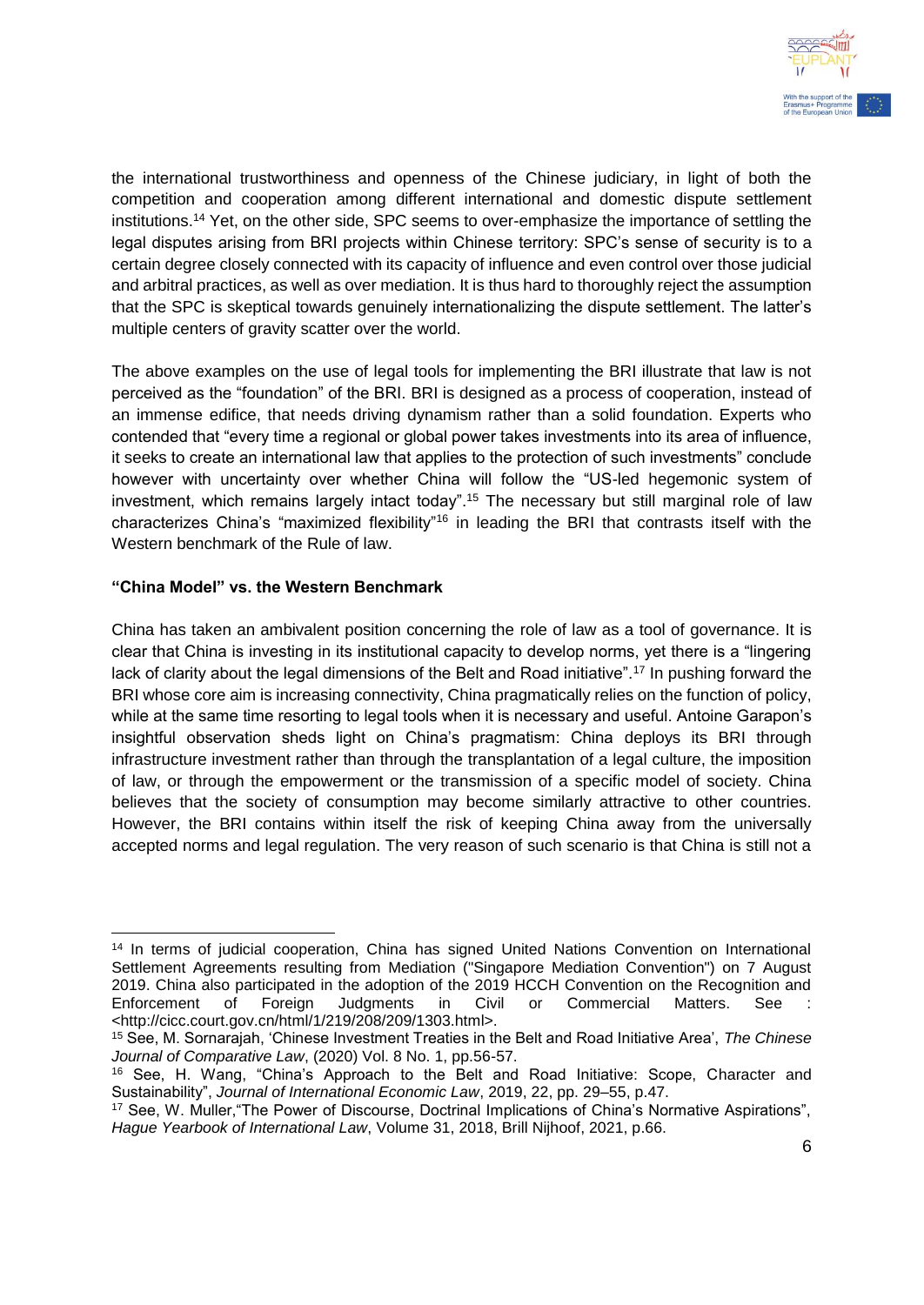the international trustworthiness and openness of the Chinese judiciary, in light of both the competition and cooperation among different international and domestic dispute settlement institutions.[14] Yet, on the other side, SPC seems to over-emphasize the importance of settling the legal disputes arising from BRI projects within Chinese territory: SPC's sense of security is to a certain degree closely connected with its capacity of influence and even control over those judicial and arbitral practices, as well as over mediation. It is thus hard to thoroughly reject the assumption that the SPC is skeptical towards genuinely internationalizing the dispute settlement. The latter's multiple centers of gravity scatter over the world.

The above examples on the use of legal tools for implementing the BRI illustrate that law is not perceived as the "foundation" of the BRI. BRI is designed as a process of cooperation, instead of an immense edifice, that needs driving dynamism rather than a solid foundation. Experts who contended that "every time a regional or global power takes investments into its area of influence, it seeks to create an international law that applies to the protection of such investments" conclude however with uncertainty over whether China will follow the "US-led hegemonic system of investment, which remains largely intact today".[15] The necessary but still marginal role of law characterizes China's "maximized flexibility"[16] in leading the BRI that contrasts itself with the Western benchmark of the Rule of law.

**"China Model" vs. the Western Benchmark**

China has taken an ambivalent position concerning the role of law as a tool of governance. It is clear that China is investing in its institutional capacity to develop norms, yet there is a "lingering lack of clarity about the legal dimensions of the Belt and Road initiative".[17] In pushing forward the BRI whose core aim is increasing connectivity, China pragmatically relies on the function of policy, while at the same time resorting to legal tools when it is necessary and useful. Antoine Garapon's insightful observation sheds light on China's pragmatism: China deploys its BRI through infrastructure investment rather than through the transplantation of a legal culture, the imposition of law, or through the empowerment or the transmission of a specific model of society. China believes that the society of consumption may become similarly attractive to other countries. However, the BRI contains within itself the risk of keeping China away from the universally accepted norms and legal regulation. The very reason of such scenario is that China is still not a

---

[14] In terms of judicial cooperation, China has signed United Nations Convention on International Settlement Agreements resulting from Mediation ("Singapore Mediation Convention") on 7 August 2019. China also participated in the adoption of the 2019 HCCH Convention on the Recognition and Enforcement of Foreign Judgments in Civil or Commercial Matters. See : <http://cicc.court.gov.cn/html/1/219/208/209/1303.html>.

[15] See, M. Sornarajah, 'Chinese Investment Treaties in the Belt and Road Initiative Area', *The Chinese Journal of Comparative Law*, (2020) Vol. 8 No. 1, pp.56-57.

[16] See, H. Wang, "China's Approach to the Belt and Road Initiative: Scope, Character and Sustainability", *Journal of International Economic Law*, 2019, 22, pp. 29–55, p.47.

[17] See, W. Muller,"The Power of Discourse, Doctrinal Implications of China's Normative Aspirations", *Hague Yearbook of International Law*, Volume 31, 2018, Brill Nijhoof, 2021, p.66.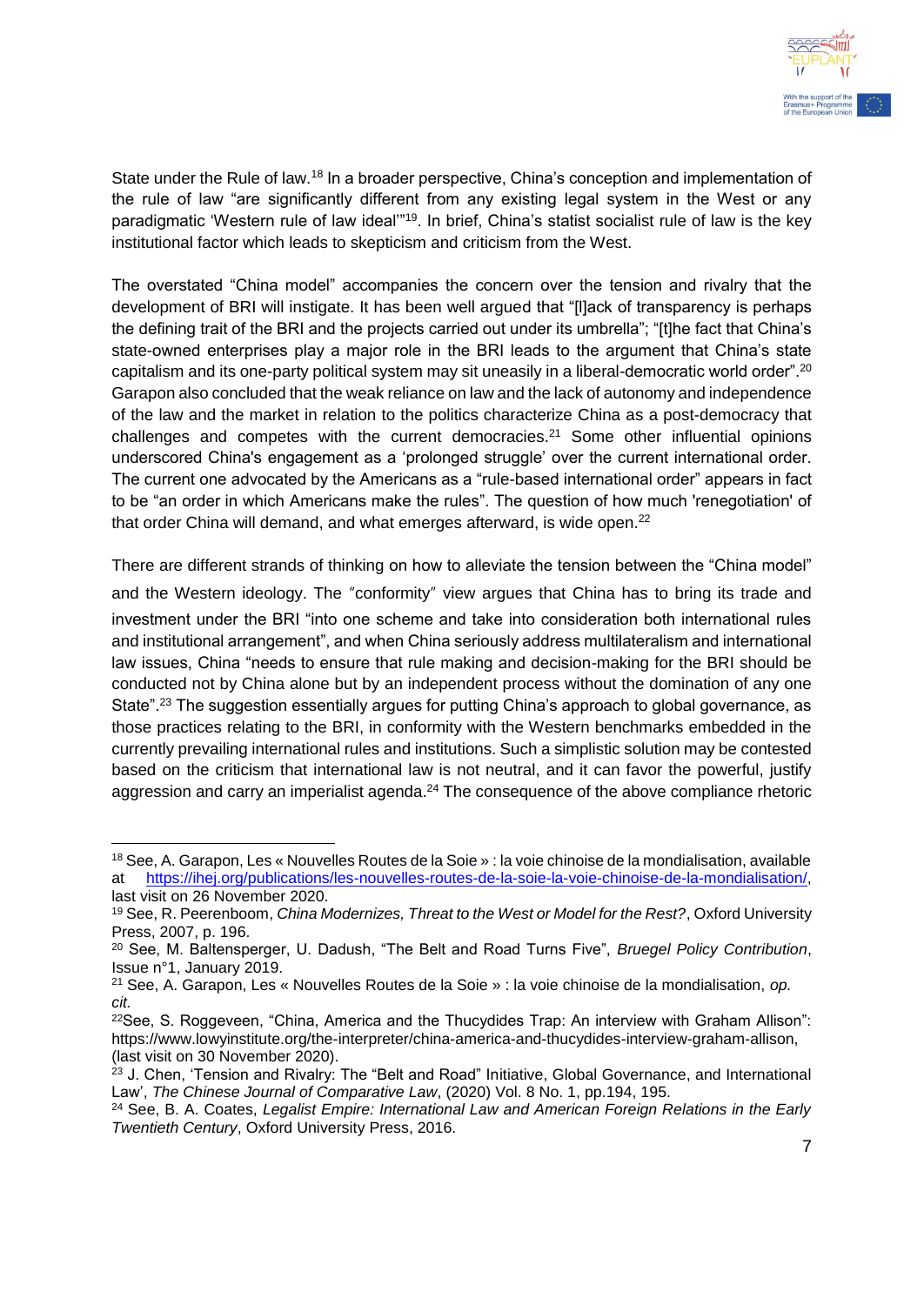State under the Rule of law.[18] In a broader perspective, China's conception and implementation of the rule of law "are significantly different from any existing legal system in the West or any paradigmatic 'Western rule of law ideal'"[19]. In brief, China's statist socialist rule of law is the key institutional factor which leads to skepticism and criticism from the West.

The overstated "China model" accompanies the concern over the tension and rivalry that the development of BRI will instigate. It has been well argued that "[l]ack of transparency is perhaps the defining trait of the BRI and the projects carried out under its umbrella"; "[t]he fact that China's state-owned enterprises play a major role in the BRI leads to the argument that China's state capitalism and its one-party political system may sit uneasily in a liberal-democratic world order".[20] Garapon also concluded that the weak reliance on law and the lack of autonomy and independence of the law and the market in relation to the politics characterize China as a post-democracy that challenges and competes with the current democracies.[21] Some other influential opinions underscored China's engagement as a 'prolonged struggle' over the current international order. The current one advocated by the Americans as a "rule-based international order" appears in fact to be "an order in which Americans make the rules". The question of how much 'renegotiation' of that order China will demand, and what emerges afterward, is wide open.[22]

There are different strands of thinking on how to alleviate the tension between the "China model" and the Western ideology. The "conformity" view argues that China has to bring its trade and investment under the BRI "into one scheme and take into consideration both international rules and institutional arrangement", and when China seriously address multilateralism and international law issues, China "needs to ensure that rule making and decision-making for the BRI should be conducted not by China alone but by an independent process without the domination of any one State".[23] The suggestion essentially argues for putting China's approach to global governance, as those practices relating to the BRI, in conformity with the Western benchmarks embedded in the currently prevailing international rules and institutions. Such a simplistic solution may be contested based on the criticism that international law is not neutral, and it can favor the powerful, justify aggression and carry an imperialist agenda.[24] The consequence of the above compliance rhetoric

---

[18] See, A. Garapon, Les « Nouvelles Routes de la Soie » : la voie chinoise de la mondialisation, available at https://ihej.org/publications/les-nouvelles-routes-de-la-soie-la-voie-chinoise-de-la-mondialisation/, last visit on 26 November 2020.

[19] See, R. Peerenboom, *China Modernizes, Threat to the West or Model for the Rest?*, Oxford University Press, 2007, p. 196.

[20] See, M. Baltensperger, U. Dadush, "The Belt and Road Turns Five", *Bruegel Policy Contribution*, Issue n°1, January 2019.

[21] See, A. Garapon, Les « Nouvelles Routes de la Soie » : la voie chinoise de la mondialisation, *op. cit.*

[22] See, S. Roggeveen, "China, America and the Thucydides Trap: An interview with Graham Allison": https://www.lowyinstitute.org/the-interpreter/china-america-and-thucydides-interview-graham-allison, (last visit on 30 November 2020).

[23] J. Chen, 'Tension and Rivalry: The "Belt and Road" Initiative, Global Governance, and International Law', *The Chinese Journal of Comparative Law*, (2020) Vol. 8 No. 1, pp.194, 195.

[24] See, B. A. Coates, *Legalist Empire: International Law and American Foreign Relations in the Early Twentieth Century*, Oxford University Press, 2016.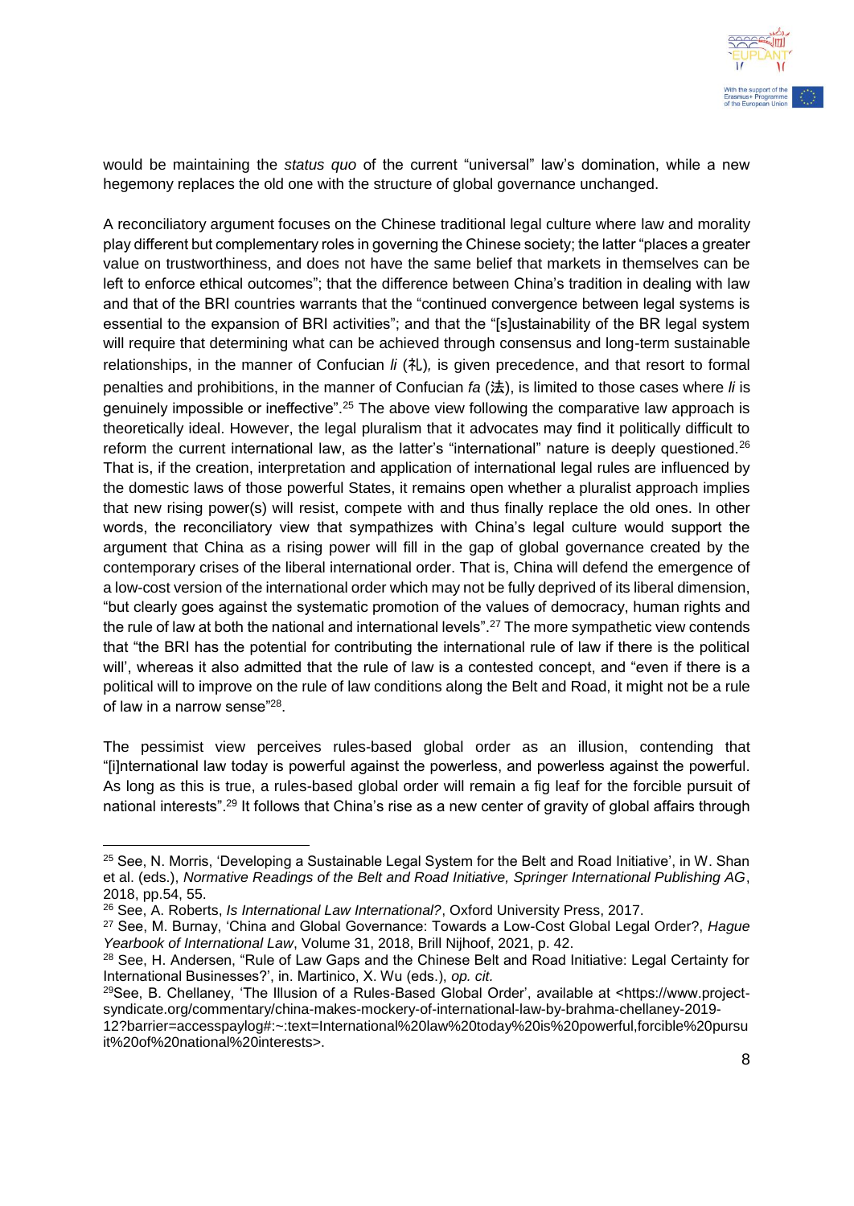would be maintaining the *status quo* of the current "universal" law's domination, while a new hegemony replaces the old one with the structure of global governance unchanged.

A reconciliatory argument focuses on the Chinese traditional legal culture where law and morality play different but complementary roles in governing the Chinese society; the latter "places a greater value on trustworthiness, and does not have the same belief that markets in themselves can be left to enforce ethical outcomes"; that the difference between China's tradition in dealing with law and that of the BRI countries warrants that the "continued convergence between legal systems is essential to the expansion of BRI activities"; and that the "[s]ustainability of the BR legal system will require that determining what can be achieved through consensus and long-term sustainable relationships, in the manner of Confucian *li* (礼)*,* is given precedence, and that resort to formal penalties and prohibitions, in the manner of Confucian *fa* (法), is limited to those cases where *li* is genuinely impossible or ineffective".[25] The above view following the comparative law approach is theoretically ideal. However, the legal pluralism that it advocates may find it politically difficult to reform the current international law, as the latter's "international" nature is deeply questioned.[26] That is, if the creation, interpretation and application of international legal rules are influenced by the domestic laws of those powerful States, it remains open whether a pluralist approach implies that new rising power(s) will resist, compete with and thus finally replace the old ones. In other words, the reconciliatory view that sympathizes with China's legal culture would support the argument that China as a rising power will fill in the gap of global governance created by the contemporary crises of the liberal international order. That is, China will defend the emergence of a low-cost version of the international order which may not be fully deprived of its liberal dimension, "but clearly goes against the systematic promotion of the values of democracy, human rights and the rule of law at both the national and international levels".[27] The more sympathetic view contends that "the BRI has the potential for contributing the international rule of law if there is the political will', whereas it also admitted that the rule of law is a contested concept, and "even if there is a political will to improve on the rule of law conditions along the Belt and Road, it might not be a rule of law in a narrow sense"[28].

The pessimist view perceives rules-based global order as an illusion, contending that "[i]nternational law today is powerful against the powerless, and powerless against the powerful. As long as this is true, a rules-based global order will remain a fig leaf for the forcible pursuit of national interests".[29] It follows that China's rise as a new center of gravity of global affairs through

---

[25] See, N. Morris, 'Developing a Sustainable Legal System for the Belt and Road Initiative', in W. Shan et al. (eds.), *Normative Readings of the Belt and Road Initiative, Springer International Publishing AG*, 2018, pp.54, 55.

[26] See, A. Roberts, *Is International Law International?*, Oxford University Press, 2017.

[27] See, M. Burnay, 'China and Global Governance: Towards a Low-Cost Global Legal Order?, *Hague Yearbook of International Law*, Volume 31, 2018, Brill Nijhoof, 2021, p. 42.

[28] See, H. Andersen, "Rule of Law Gaps and the Chinese Belt and Road Initiative: Legal Certainty for International Businesses?', in. Martinico, X. Wu (eds.), *op. cit.*

[29] See, B. Chellaney, 'The Illusion of a Rules-Based Global Order', available at <https://www.project-syndicate.org/commentary/china-makes-mockery-of-international-law-by-brahma-chellaney-2019-12?barrier=accesspaylog#:~:text=International%20law%20today%20is%20powerful,forcible%20pursuit%20of%20national%20interests>.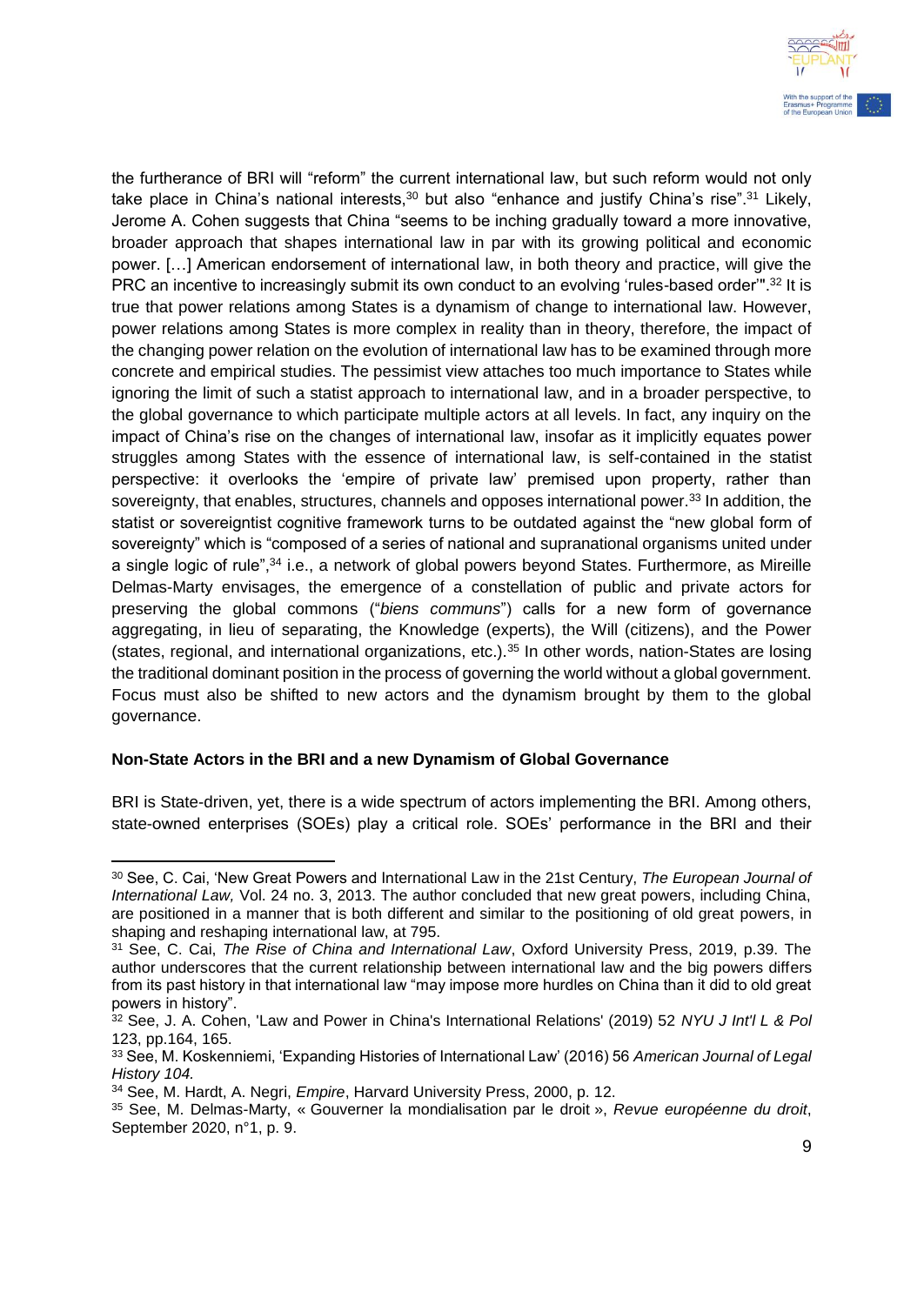the furtherance of BRI will "reform" the current international law, but such reform would not only take place in China's national interests,[30] but also "enhance and justify China's rise".[31] Likely, Jerome A. Cohen suggests that China "seems to be inching gradually toward a more innovative, broader approach that shapes international law in par with its growing political and economic power. […] American endorsement of international law, in both theory and practice, will give the PRC an incentive to increasingly submit its own conduct to an evolving 'rules-based order'".[32] It is true that power relations among States is a dynamism of change to international law. However, power relations among States is more complex in reality than in theory, therefore, the impact of the changing power relation on the evolution of international law has to be examined through more concrete and empirical studies. The pessimist view attaches too much importance to States while ignoring the limit of such a statist approach to international law, and in a broader perspective, to the global governance to which participate multiple actors at all levels. In fact, any inquiry on the impact of China's rise on the changes of international law, insofar as it implicitly equates power struggles among States with the essence of international law, is self-contained in the statist perspective: it overlooks the 'empire of private law' premised upon property, rather than sovereignty, that enables, structures, channels and opposes international power.[33] In addition, the statist or sovereigntist cognitive framework turns to be outdated against the "new global form of sovereignty" which is "composed of a series of national and supranational organisms united under a single logic of rule",[34] i.e., a network of global powers beyond States. Furthermore, as Mireille Delmas-Marty envisages, the emergence of a constellation of public and private actors for preserving the global commons ("*biens communs*") calls for a new form of governance aggregating, in lieu of separating, the Knowledge (experts), the Will (citizens), and the Power (states, regional, and international organizations, etc.).[35] In other words, nation-States are losing the traditional dominant position in the process of governing the world without a global government. Focus must also be shifted to new actors and the dynamism brought by them to the global governance.

**Non-State Actors in the BRI and a new Dynamism of Global Governance**

BRI is State-driven, yet, there is a wide spectrum of actors implementing the BRI. Among others, state-owned enterprises (SOEs) play a critical role. SOEs' performance in the BRI and their

---

[30] See, C. Cai, 'New Great Powers and International Law in the 21st Century, *The European Journal of International Law,* Vol. 24 no. 3, 2013. The author concluded that new great powers, including China, are positioned in a manner that is both different and similar to the positioning of old great powers, in shaping and reshaping international law, at 795.

[31] See, C. Cai, *The Rise of China and International Law*, Oxford University Press, 2019, p.39. The author underscores that the current relationship between international law and the big powers differs from its past history in that international law "may impose more hurdles on China than it did to old great powers in history".

[32] See, J. A. Cohen, 'Law and Power in China's International Relations' (2019) 52 *NYU J Int'l L & Pol* 123, pp.164, 165.

[33] See, M. Koskenniemi, 'Expanding Histories of International Law' (2016) 56 *American Journal of Legal History 104.*

[34] See, M. Hardt, A. Negri, *Empire*, Harvard University Press, 2000, p. 12.

[35] See, M. Delmas-Marty, « Gouverner la mondialisation par le droit », *Revue européenne du droit*, September 2020, n°1, p. 9.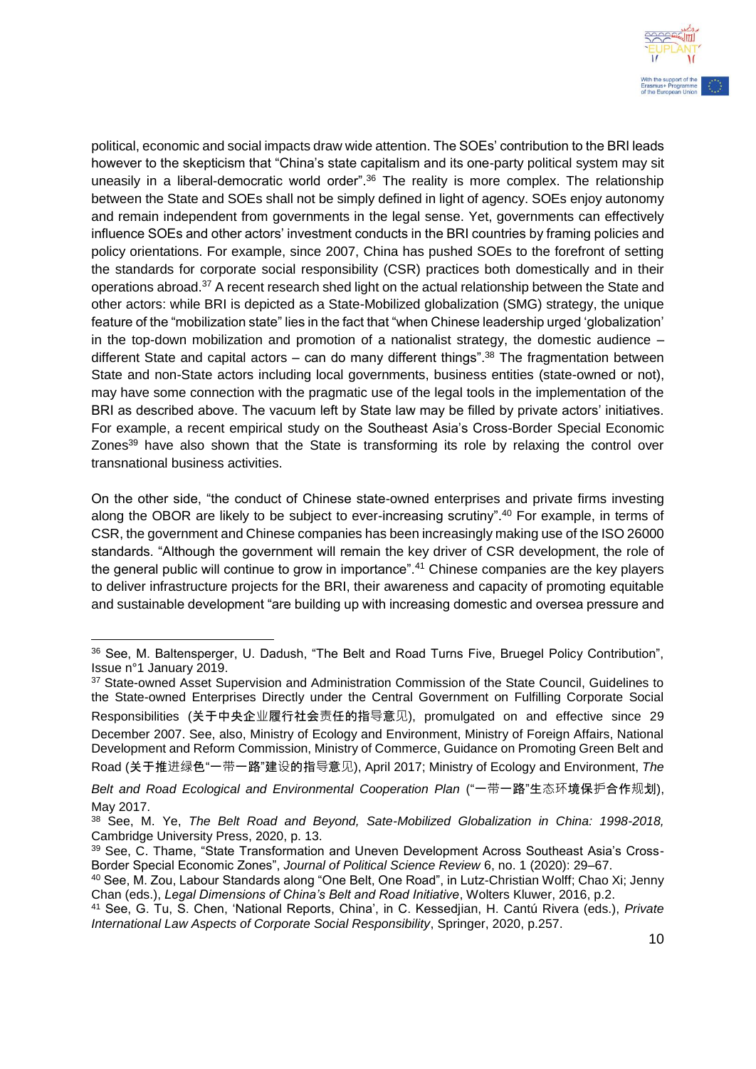political, economic and social impacts draw wide attention. The SOEs' contribution to the BRI leads however to the skepticism that "China's state capitalism and its one-party political system may sit uneasily in a liberal-democratic world order".[36] The reality is more complex. The relationship between the State and SOEs shall not be simply defined in light of agency. SOEs enjoy autonomy and remain independent from governments in the legal sense. Yet, governments can effectively influence SOEs and other actors' investment conducts in the BRI countries by framing policies and policy orientations. For example, since 2007, China has pushed SOEs to the forefront of setting the standards for corporate social responsibility (CSR) practices both domestically and in their operations abroad.[37] A recent research shed light on the actual relationship between the State and other actors: while BRI is depicted as a State-Mobilized globalization (SMG) strategy, the unique feature of the "mobilization state" lies in the fact that "when Chinese leadership urged 'globalization' in the top-down mobilization and promotion of a nationalist strategy, the domestic audience – different State and capital actors – can do many different things".[38] The fragmentation between State and non-State actors including local governments, business entities (state-owned or not), may have some connection with the pragmatic use of the legal tools in the implementation of the BRI as described above. The vacuum left by State law may be filled by private actors' initiatives. For example, a recent empirical study on the Southeast Asia's Cross-Border Special Economic Zones[39] have also shown that the State is transforming its role by relaxing the control over transnational business activities.

On the other side, "the conduct of Chinese state-owned enterprises and private firms investing along the OBOR are likely to be subject to ever-increasing scrutiny".[40] For example, in terms of CSR, the government and Chinese companies has been increasingly making use of the ISO 26000 standards. "Although the government will remain the key driver of CSR development, the role of the general public will continue to grow in importance".[41] Chinese companies are the key players to deliver infrastructure projects for the BRI, their awareness and capacity of promoting equitable and sustainable development "are building up with increasing domestic and oversea pressure and

---

[36] See, M. Baltensperger, U. Dadush, "The Belt and Road Turns Five, Bruegel Policy Contribution", Issue n°1 January 2019.

[37] State-owned Asset Supervision and Administration Commission of the State Council, Guidelines to the State-owned Enterprises Directly under the Central Government on Fulfilling Corporate Social Responsibilities (关于中央企业履行社会责任的指导意见), promulgated on and effective since 29 December 2007. See, also, Ministry of Ecology and Environment, Ministry of Foreign Affairs, National Development and Reform Commission, Ministry of Commerce, Guidance on Promoting Green Belt and Road (关于推进绿色"一带一路"建设的指导意见), April 2017; Ministry of Ecology and Environment, *The Belt and Road Ecological and Environmental Cooperation Plan* ("一带一路"生态环境保护合作规划), May 2017.

[38] See, M. Ye, *The Belt Road and Beyond, Sate-Mobilized Globalization in China: 1998-2018,* Cambridge University Press, 2020, p. 13.

[39] See, C. Thame, "State Transformation and Uneven Development Across Southeast Asia's Cross-Border Special Economic Zones", *Journal of Political Science Review* 6, no. 1 (2020): 29–67.

[40] See, M. Zou, Labour Standards along "One Belt, One Road", in Lutz-Christian Wolff; Chao Xi; Jenny Chan (eds.), *Legal Dimensions of China's Belt and Road Initiative*, Wolters Kluwer, 2016, p.2.

[41] See, G. Tu, S. Chen, 'National Reports, China', in C. Kessedjian, H. Cantú Rivera (eds.), *Private International Law Aspects of Corporate Social Responsibility*, Springer, 2020, p.257.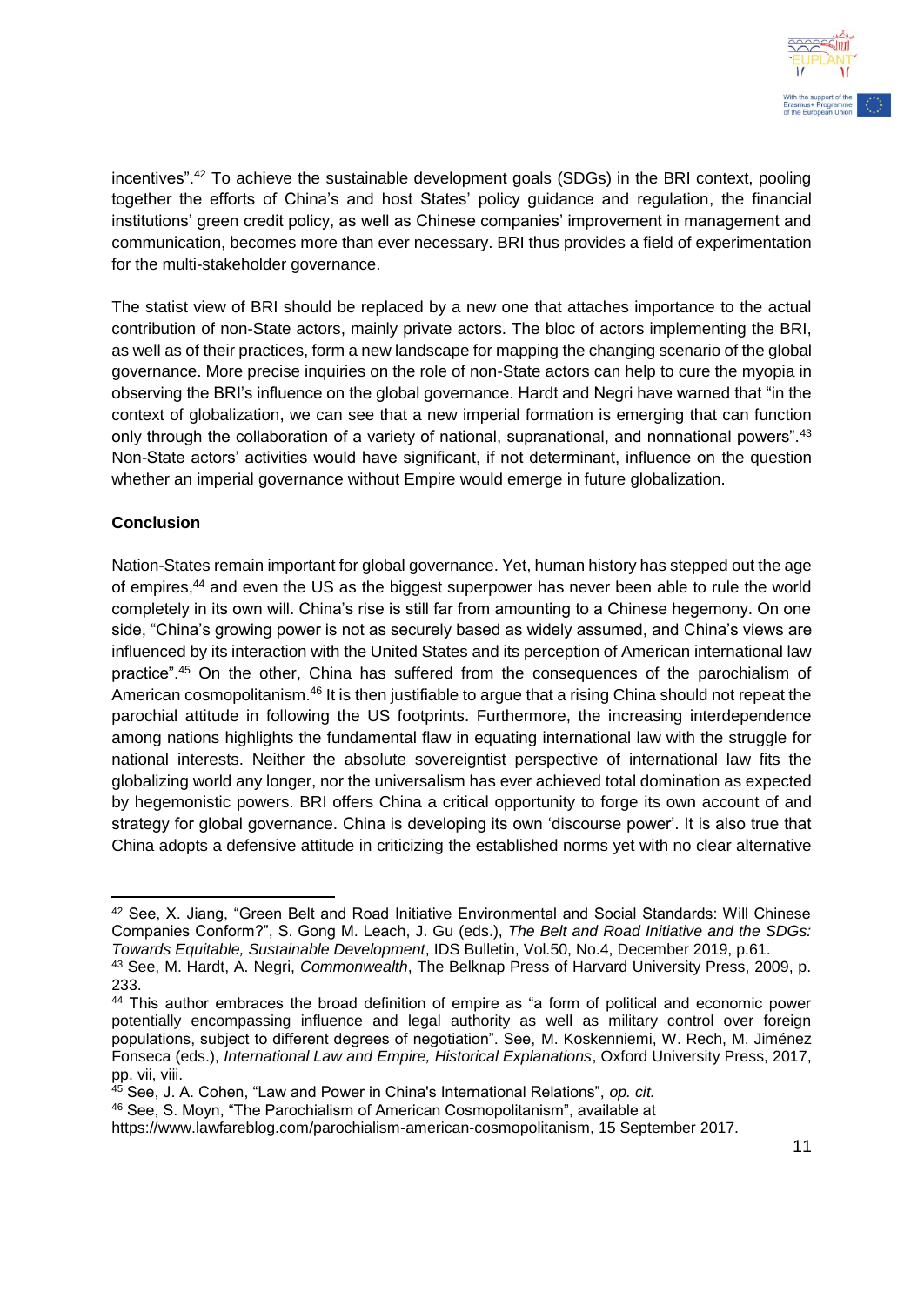incentives".[42] To achieve the sustainable development goals (SDGs) in the BRI context, pooling together the efforts of China's and host States' policy guidance and regulation, the financial institutions' green credit policy, as well as Chinese companies' improvement in management and communication, becomes more than ever necessary. BRI thus provides a field of experimentation for the multi-stakeholder governance.

The statist view of BRI should be replaced by a new one that attaches importance to the actual contribution of non-State actors, mainly private actors. The bloc of actors implementing the BRI, as well as of their practices, form a new landscape for mapping the changing scenario of the global governance. More precise inquiries on the role of non-State actors can help to cure the myopia in observing the BRI's influence on the global governance. Hardt and Negri have warned that "in the context of globalization, we can see that a new imperial formation is emerging that can function only through the collaboration of a variety of national, supranational, and nonnational powers".[43] Non-State actors' activities would have significant, if not determinant, influence on the question whether an imperial governance without Empire would emerge in future globalization.

**Conclusion**

Nation-States remain important for global governance. Yet, human history has stepped out the age of empires,[44] and even the US as the biggest superpower has never been able to rule the world completely in its own will. China's rise is still far from amounting to a Chinese hegemony. On one side, "China's growing power is not as securely based as widely assumed, and China's views are influenced by its interaction with the United States and its perception of American international law practice".[45] On the other, China has suffered from the consequences of the parochialism of American cosmopolitanism.[46] It is then justifiable to argue that a rising China should not repeat the parochial attitude in following the US footprints. Furthermore, the increasing interdependence among nations highlights the fundamental flaw in equating international law with the struggle for national interests. Neither the absolute sovereigntist perspective of international law fits the globalizing world any longer, nor the universalism has ever achieved total domination as expected by hegemonistic powers. BRI offers China a critical opportunity to forge its own account of and strategy for global governance. China is developing its own 'discourse power'. It is also true that China adopts a defensive attitude in criticizing the established norms yet with no clear alternative

---

[42] See, X. Jiang, "Green Belt and Road Initiative Environmental and Social Standards: Will Chinese Companies Conform?", S. Gong M. Leach, J. Gu (eds.), *The Belt and Road Initiative and the SDGs: Towards Equitable, Sustainable Development*, IDS Bulletin, Vol.50, No.4, December 2019, p.61.

[43] See, M. Hardt, A. Negri, *Commonwealth*, The Belknap Press of Harvard University Press, 2009, p. 233.

[44] This author embraces the broad definition of empire as "a form of political and economic power potentially encompassing influence and legal authority as well as military control over foreign populations, subject to different degrees of negotiation". See, M. Koskenniemi, W. Rech, M. Jiménez Fonseca (eds.), *International Law and Empire, Historical Explanations*, Oxford University Press, 2017, pp. vii, viii.

[45] See, J. A. Cohen, "Law and Power in China's International Relations", *op. cit.*

[46] See, S. Moyn, "The Parochialism of American Cosmopolitanism", available at https://www.lawfareblog.com/parochialism-american-cosmopolitanism, 15 September 2017.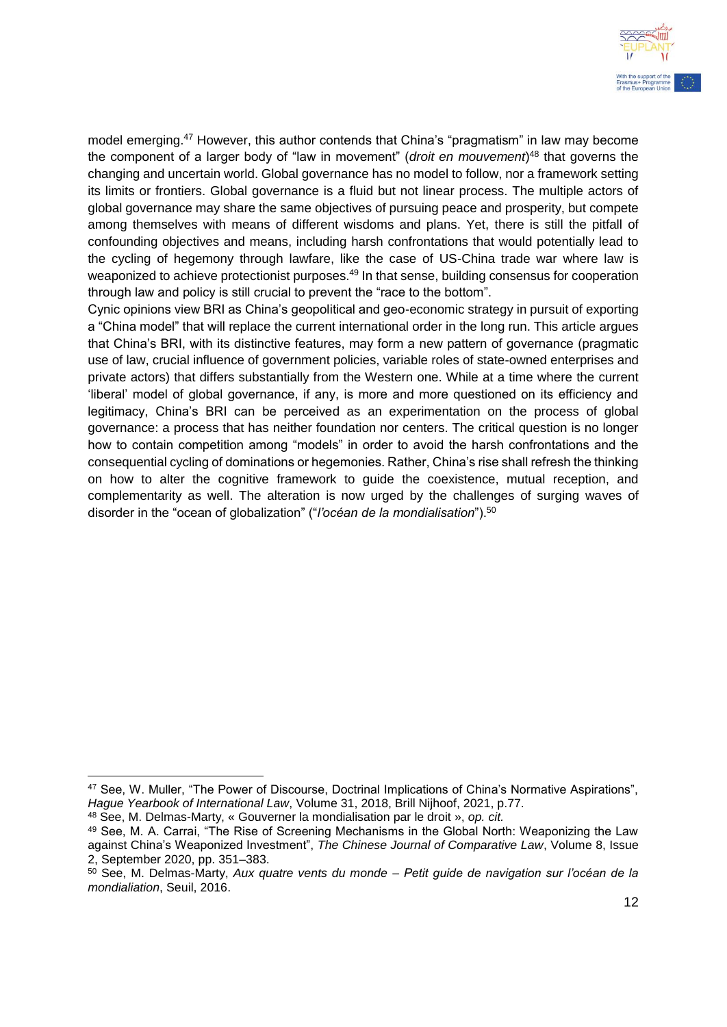model emerging.[47] However, this author contends that China's "pragmatism" in law may become the component of a larger body of "law in movement" (*droit en mouvement*)[48] that governs the changing and uncertain world. Global governance has no model to follow, nor a framework setting its limits or frontiers. Global governance is a fluid but not linear process. The multiple actors of global governance may share the same objectives of pursuing peace and prosperity, but compete among themselves with means of different wisdoms and plans. Yet, there is still the pitfall of confounding objectives and means, including harsh confrontations that would potentially lead to the cycling of hegemony through lawfare, like the case of US-China trade war where law is weaponized to achieve protectionist purposes.[49] In that sense, building consensus for cooperation through law and policy is still crucial to prevent the "race to the bottom".

Cynic opinions view BRI as China's geopolitical and geo-economic strategy in pursuit of exporting a "China model" that will replace the current international order in the long run. This article argues that China's BRI, with its distinctive features, may form a new pattern of governance (pragmatic use of law, crucial influence of government policies, variable roles of state-owned enterprises and private actors) that differs substantially from the Western one. While at a time where the current 'liberal' model of global governance, if any, is more and more questioned on its efficiency and legitimacy, China's BRI can be perceived as an experimentation on the process of global governance: a process that has neither foundation nor centers. The critical question is no longer how to contain competition among "models" in order to avoid the harsh confrontations and the consequential cycling of dominations or hegemonies. Rather, China's rise shall refresh the thinking on how to alter the cognitive framework to guide the coexistence, mutual reception, and complementarity as well. The alteration is now urged by the challenges of surging waves of disorder in the "ocean of globalization" ("*l'océan de la mondialisation*").[50]

---

[47] See, W. Muller, "The Power of Discourse, Doctrinal Implications of China's Normative Aspirations", *Hague Yearbook of International Law*, Volume 31, 2018, Brill Nijhoof, 2021, p.77.

[48] See, M. Delmas-Marty, « Gouverner la mondialisation par le droit », *op. cit.*

[49] See, M. A. Carrai, "The Rise of Screening Mechanisms in the Global North: Weaponizing the Law against China's Weaponized Investment", *The Chinese Journal of Comparative Law*, Volume 8, Issue 2, September 2020, pp. 351–383.

[50] See, M. Delmas-Marty, *Aux quatre vents du monde – Petit guide de navigation sur l'océan de la mondialiation*, Seuil, 2016.